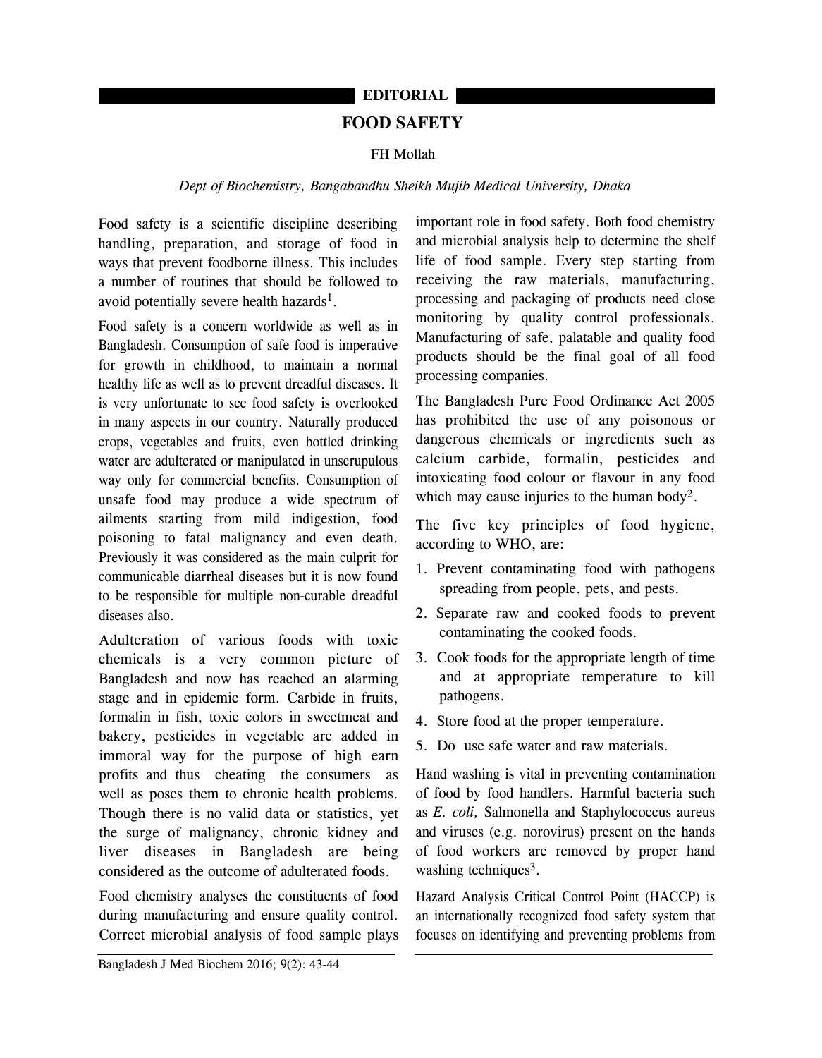**EDITORIAL**

# FOOD SAFETY

FH Mollah

*Dept of Biochemistry, Bangabandhu Sheikh Mujib Medical University, Dhaka*

Food safety is a scientific discipline describing handling, preparation, and storage of food in ways that prevent foodborne illness. This includes a number of routines that should be followed to avoid potentially severe health hazards[1].

Food safety is a concern worldwide as well as in Bangladesh. Consumption of safe food is imperative for growth in childhood, to maintain a normal healthy life as well as to prevent dreadful diseases. It is very unfortunate to see food safety is overlooked in many aspects in our country. Naturally produced crops, vegetables and fruits, even bottled drinking water are adulterated or manipulated in unscrupulous way only for commercial benefits. Consumption of unsafe food may produce a wide spectrum of ailments starting from mild indigestion, food poisoning to fatal malignancy and even death. Previously it was considered as the main culprit for communicable diarrheal diseases but it is now found to be responsible for multiple non-curable dreadful diseases also.

Adulteration of various foods with toxic chemicals is a very common picture of Bangladesh and now has reached an alarming stage and in epidemic form. Carbide in fruits, formalin in fish, toxic colors in sweetmeat and bakery, pesticides in vegetable are added in immoral way for the purpose of high earn profits and thus cheating the consumers as well as poses them to chronic health problems. Though there is no valid data or statistics, yet the surge of malignancy, chronic kidney and liver diseases in Bangladesh are being considered as the outcome of adulterated foods.

Food chemistry analyses the constituents of food during manufacturing and ensure quality control. Correct microbial analysis of food sample plays important role in food safety. Both food chemistry and microbial analysis help to determine the shelf life of food sample. Every step starting from receiving the raw materials, manufacturing, processing and packaging of products need close monitoring by quality control professionals. Manufacturing of safe, palatable and quality food products should be the final goal of all food processing companies.

The Bangladesh Pure Food Ordinance Act 2005 has prohibited the use of any poisonous or dangerous chemicals or ingredients such as calcium carbide, formalin, pesticides and intoxicating food colour or flavour in any food which may cause injuries to the human body[2].

The five key principles of food hygiene, according to WHO, are:

1. Prevent contaminating food with pathogens spreading from people, pets, and pests.
2. Separate raw and cooked foods to prevent contaminating the cooked foods.
3. Cook foods for the appropriate length of time and at appropriate temperature to kill pathogens.
4. Store food at the proper temperature.
5. Do use safe water and raw materials.

Hand washing is vital in preventing contamination of food by food handlers. Harmful bacteria such as *E. coli,* Salmonella and Staphylococcus aureus and viruses (e.g. norovirus) present on the hands of food workers are removed by proper hand washing techniques[3].

Hazard Analysis Critical Control Point (HACCP) is an internationally recognized food safety system that focuses on identifying and preventing problems from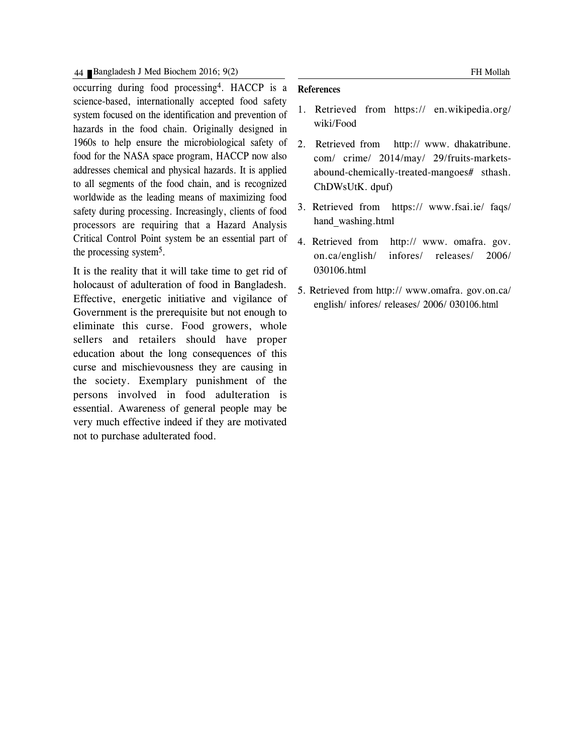occurring during food processing[4]. HACCP is a science-based, internationally accepted food safety system focused on the identification and prevention of hazards in the food chain. Originally designed in 1960s to help ensure the microbiological safety of food for the NASA space program, HACCP now also addresses chemical and physical hazards. It is applied to all segments of the food chain, and is recognized worldwide as the leading means of maximizing food safety during processing. Increasingly, clients of food processors are requiring that a Hazard Analysis Critical Control Point system be an essential part of the processing system[5].

It is the reality that it will take time to get rid of holocaust of adulteration of food in Bangladesh. Effective, energetic initiative and vigilance of Government is the prerequisite but not enough to eliminate this curse. Food growers, whole sellers and retailers should have proper education about the long consequences of this curse and mischievousness they are causing in the society. Exemplary punishment of the persons involved in food adulteration is essential. Awareness of general people may be very much effective indeed if they are motivated not to purchase adulterated food.

**References**

1. Retrieved from https:// en.wikipedia.org/ wiki/Food
2. Retrieved from http:// www. dhakatribune. com/ crime/ 2014/may/ 29/fruits-markets-abound-chemically-treated-mangoes# sthash. ChDWsUtK. dpuf)
3. Retrieved from https:// www.fsai.ie/ faqs/ hand_washing.html
4. Retrieved from http:// www. omafra. gov. on.ca/english/ infores/ releases/ 2006/ 030106.html
5. Retrieved from http:// www.omafra. gov.on.ca/ english/ infores/ releases/ 2006/ 030106.html